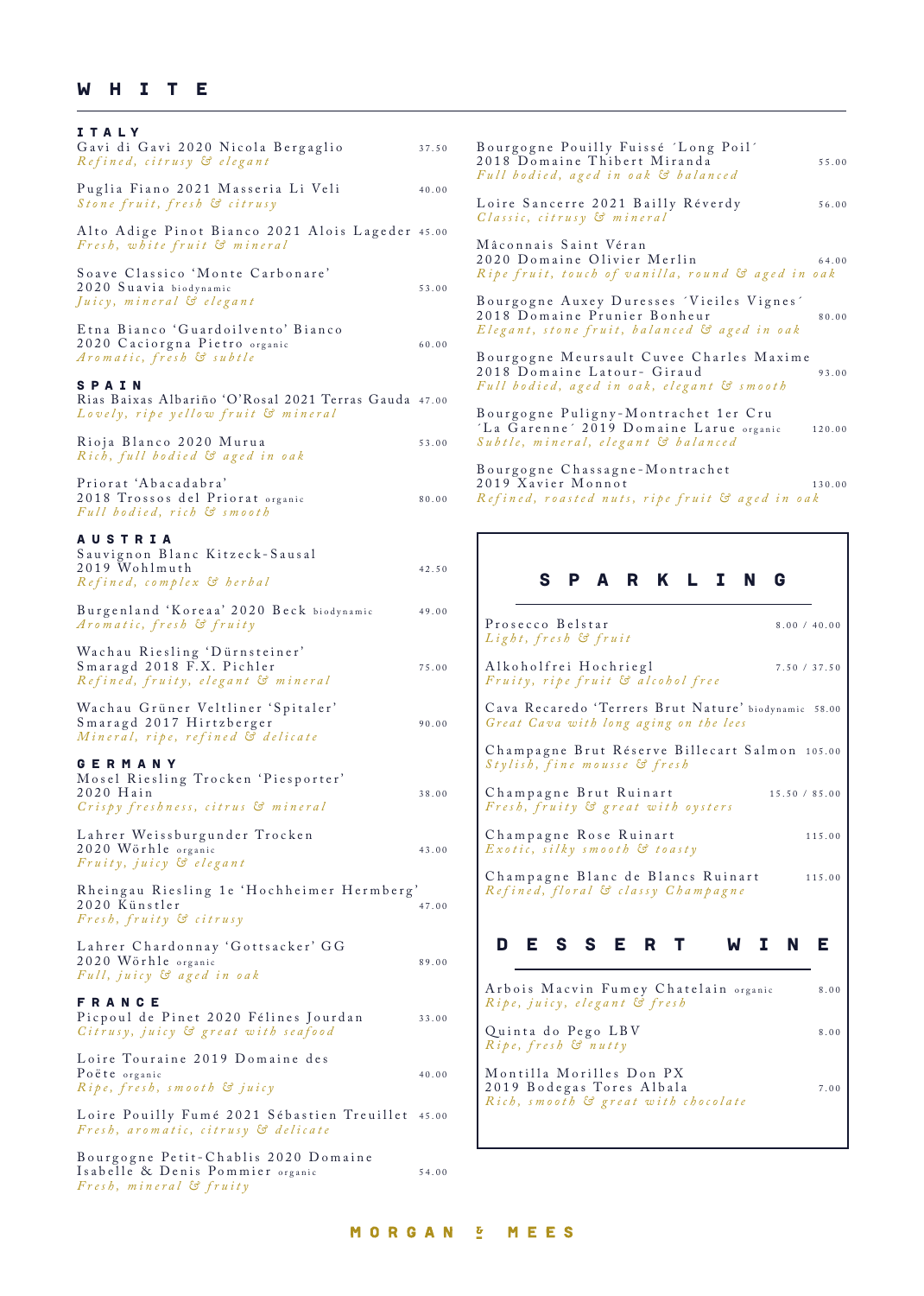# WHITE

## ITALY

Gavi di Gavi 2020 Nicola Bergaglio — 37.50
*Refined, citrusy & elegant*

Puglia Fiano 2021 Masseria Li Veli — 40.00
*Stone fruit, fresh & citrusy*

Alto Adige Pinot Bianco 2021 Alois Lageder — 45.00
*Fresh, white fruit & mineral*

Soave Classico 'Monte Carbonare' 2020 Suavia biodynamic — 53.00
*Juicy, mineral & elegant*

Etna Bianco 'Guardoilvento' Bianco 2020 Caciorgna Pietro organic — 60.00
*Aromatic, fresh & subtle*

## SPAIN

Rias Baixas Albariño 'O'Rosal 2021 Terras Gauda — 47.00
*Lovely, ripe yellow fruit & mineral*

Rioja Blanco 2020 Murua — 53.00
*Rich, full bodied & aged in oak*

Priorat 'Abacadabra' 2018 Trossos del Priorat organic — 80.00
*Full bodied, rich & smooth*

## AUSTRIA

Sauvignon Blanc Kitzeck-Sausal 2019 Wohlmuth — 42.50
*Refined, complex & herbal*

Burgenland 'Koreaa' 2020 Beck biodynamic — 49.00
*Aromatic, fresh & fruity*

Wachau Riesling 'Dürnsteiner' Smaragd 2018 F.X. Pichler — 75.00
*Refined, fruity, elegant & mineral*

Wachau Grüner Veltliner 'Spitaler' Smaragd 2017 Hirtzberger — 90.00
*Mineral, ripe, refined & delicate*

## GERMANY

Mosel Riesling Trocken 'Piesporter' 2020 Hain — 38.00
*Crispy freshness, citrus & mineral*

Lahrer Weissburgunder Trocken 2020 Wörhle organic — 43.00
*Fruity, juicy & elegant*

Rheingau Riesling 1e 'Hochheimer Hermberg' 2020 Künstler — 47.00
*Fresh, fruity & citrusy*

Lahrer Chardonnay 'Gottsacker' GG 2020 Wörhle organic — 89.00
*Full, juicy & aged in oak*

## FRANCE

Picpoul de Pinet 2020 Félines Jourdan — 33.00
*Citrusy, juicy & great with seafood*

Loire Touraine 2019 Domaine des Poëte organic — 40.00
*Ripe, fresh, smooth & juicy*

Loire Pouilly Fumé 2021 Sébastien Treuillet — 45.00
*Fresh, aromatic, citrusy & delicate*

Bourgogne Petit-Chablis 2020 Domaine Isabelle & Denis Pommier organic — 54.00
*Fresh, mineral & fruity*

Bourgogne Pouilly Fuissé ´Long Poil´ 2018 Domaine Thibert Miranda — 55.00
*Full bodied, aged in oak & balanced*

Loire Sancerre 2021 Bailly Réverdy — 56.00
*Classic, citrusy & mineral*

Mâconnais Saint Véran 2020 Domaine Olivier Merlin — 64.00
*Ripe fruit, touch of vanilla, round & aged in oak*

Bourgogne Auxey Duresses ´Vieiles Vignes´ 2018 Domaine Prunier Bonheur — 80.00
*Elegant, stone fruit, balanced & aged in oak*

Bourgogne Meursault Cuvee Charles Maxime 2018 Domaine Latour- Giraud — 93.00
*Full bodied, aged in oak, elegant & smooth*

Bourgogne Puligny-Montrachet 1er Cru ´La Garenne´ 2019 Domaine Larue organic — 120.00
*Subtle, mineral, elegant & balanced*

Bourgogne Chassagne-Montrachet 2019 Xavier Monnot — 130.00
*Refined, roasted nuts, ripe fruit & aged in oak*

# SPARKLING

Prosecco Belstar — 8.00 / 40.00
*Light, fresh & fruit*

Alkoholfrei Hochriegl — 7.50 / 37.50
*Fruity, ripe fruit & alcohol free*

Cava Recaredo 'Terrers Brut Nature' biodynamic — 58.00
*Great Cava with long aging on the lees*

Champagne Brut Réserve Billecart Salmon — 105.00
*Stylish, fine mousse & fresh*

Champagne Brut Ruinart — 15.50 / 85.00
*Fresh, fruity & great with oysters*

Champagne Rose Ruinart — 115.00
*Exotic, silky smooth & toasty*

Champagne Blanc de Blancs Ruinart — 115.00
*Refined, floral & classy Champagne*

# DESSERT WINE

Arbois Macvin Fumey Chatelain organic — 8.00
*Ripe, juicy, elegant & fresh*

Quinta do Pego LBV — 8.00
*Ripe, fresh & nutty*

Montilla Morilles Don PX 2019 Bodegas Tores Albala — 7.00
*Rich, smooth & great with chocolate*

MORGAN & MEES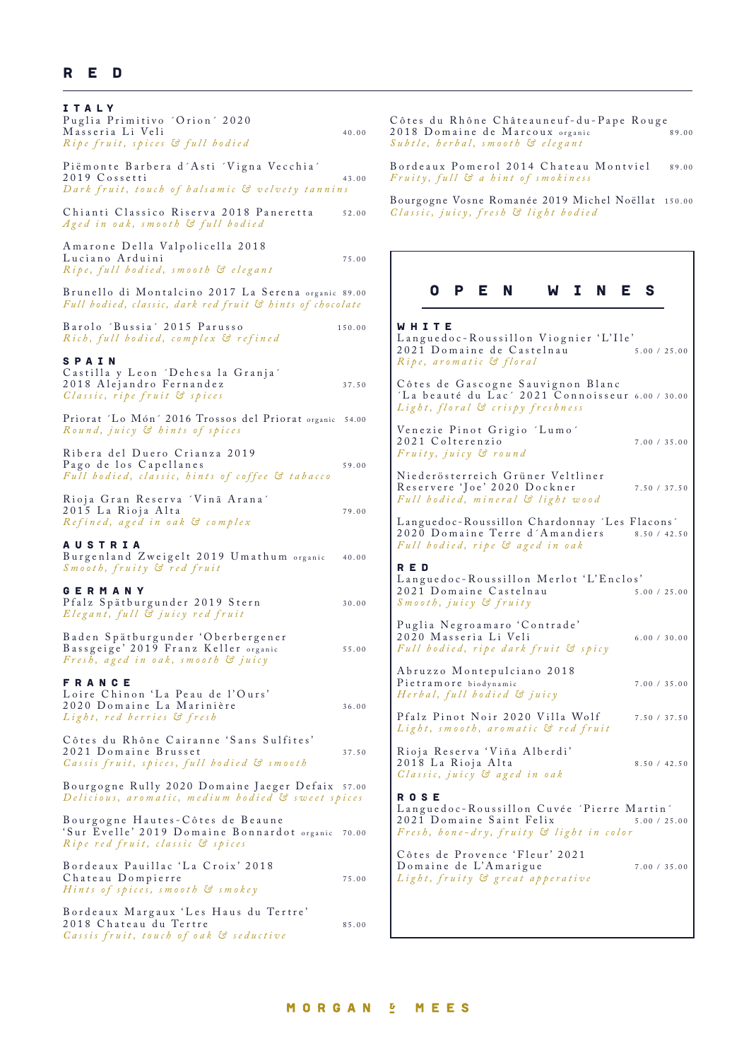# RED

## ITALY

Puglia Primitivo ´Orion´ 2020
Masseria Li Veli — 40.00
*Ripe fruit, spices & full bodied*

Piëmonte Barbera d´Asti ´Vigna Vecchia´
2019 Cossetti — 43.00
*Dark fruit, touch of balsamic & velvety tannins*

Chianti Classico Riserva 2018 Paneretta — 52.00
*Aged in oak, smooth & full bodied*

Amarone Della Valpolicella 2018
Luciano Arduini — 75.00
*Ripe, full bodied, smooth & elegant*

Brunello di Montalcino 2017 La Serena organic — 89.00
*Full bodied, classic, dark red fruit & hints of chocolate*

Barolo ´Bussia´ 2015 Parusso — 150.00
*Rich, full bodied, complex & refined*

## SPAIN

Castilla y Leon ´Dehesa la Granja´
2018 Alejandro Fernandez — 37.50
*Classic, ripe fruit & spices*

Priorat ´Lo Món´ 2016 Trossos del Priorat organic — 54.00
*Round, juicy & hints of spices*

Ribera del Duero Crianza 2019
Pago de los Capellanes — 59.00
*Full bodied, classic, hints of coffee & tabacco*

Rioja Gran Reserva ´Vinã Arana´
2015 La Rioja Alta — 79.00
*Refined, aged in oak & complex*

## AUSTRIA

Burgenland Zweigelt 2019 Umathum organic — 40.00
*Smooth, fruity & red fruit*

## GERMANY

Pfalz Spätburgunder 2019 Stern — 30.00
*Elegant, full & juicy red fruit*

Baden Spätburgunder ‘Oberbergener
Bassgeige’ 2019 Franz Keller organic — 55.00
*Fresh, aged in oak, smooth & juicy*

## FRANCE

Loire Chinon ‘La Peau de l’Ours’
2020 Domaine La Marinière — 36.00
*Light, red berries & fresh*

Côtes du Rhône Cairanne ‘Sans Sulfites’
2021 Domaine Brusset — 37.50
*Cassis fruit, spices, full bodied & smooth*

Bourgogne Rully 2020 Domaine Jaeger Defaix — 57.00
*Delicious, aromatic, medium bodied & sweet spices*

Bourgogne Hautes-Côtes de Beaune
‘Sur Evelle’ 2019 Domaine Bonnardot organic — 70.00
*Ripe red fruit, classic & spices*

Bordeaux Pauillac ‘La Croix’ 2018
Chateau Dompierre — 75.00
*Hints of spices, smooth & smokey*

Bordeaux Margaux ‘Les Haus du Tertre’
2018 Chateau du Tertre — 85.00
*Cassis fruit, touch of oak & seductive*

Côtes du Rhône Châteauneuf-du-Pape Rouge
2018 Domaine de Marcoux organic — 89.00
*Subtle, herbal, smooth & elegant*

Bordeaux Pomerol 2014 Chateau Montviel — 89.00
*Fruity, full & a hint of smokiness*

Bourgogne Vosne Romanée 2019 Michel Noëllat — 150.00
*Classic, juicy, fresh & light bodied*

# OPEN WINES

## WHITE

Languedoc-Roussillon Viognier ‘L’Ile’
2021 Domaine de Castelnau — 5.00 / 25.00
*Ripe, aromatic & floral*

Côtes de Gascogne Sauvignon Blanc
´La beauté du Lac´ 2021 Connoisseur — 6.00 / 30.00
*Light, floral & crispy freshness*

Venezie Pinot Grigio ´Lumo´
2021 Colterenzio — 7.00 / 35.00
*Fruity, juicy & round*

Niederösterreich Grüner Veltliner
Reservere ‘Joe’ 2020 Dockner — 7.50 / 37.50
*Full bodied, mineral & light wood*

Languedoc-Roussillon Chardonnay ´Les Flacons´
2020 Domaine Terre d´Amandiers — 8.50 / 42.50
*Full bodied, ripe & aged in oak*

## RED

Languedoc-Roussillon Merlot ‘L’Enclos’
2021 Domaine Castelnau — 5.00 / 25.00
*Smooth, juicy & fruity*

Puglia Negroamaro ‘Contrade’
2020 Masseria Li Veli — 6.00 / 30.00
*Full bodied, ripe dark fruit & spicy*

Abruzzo Montepulciano 2018
Pietramore biodynamic — 7.00 / 35.00
*Herbal, full bodied & juicy*

Pfalz Pinot Noir 2020 Villa Wolf — 7.50 / 37.50
*Light, smooth, aromatic & red fruit*

Rioja Reserva ‘Viña Alberdi’
2018 La Rioja Alta — 8.50 / 42.50
*Classic, juicy & aged in oak*

## ROSE

Languedoc-Roussillon Cuvée ´Pierre Martin´
2021 Domaine Saint Felix — 5.00 / 25.00
*Fresh, bone-dry, fruity & light in color*

Côtes de Provence ‘Fleur’ 2021
Domaine de L’Amarigue — 7.00 / 35.00
*Light, fruity & great apperative*